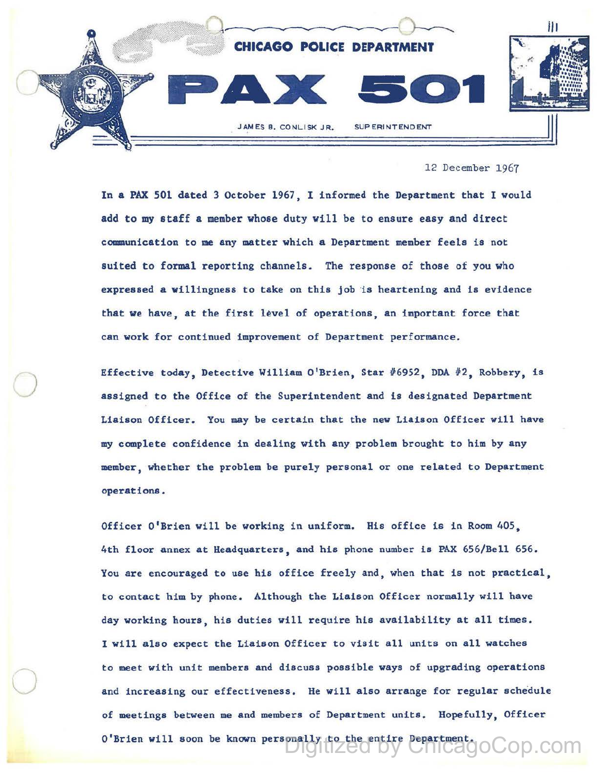CHICAGO POLICE DEPARTMENT

# PAX 501

JAMES B. CONLISK JR. SUPERINTENDENT

12 December 1967

In a PAX 501 dated 3 October 1967, I informed the Department that I would add to my staff a member whose duty will be to ensure easy and direct communication to me any matter which a Department member feels is not suited to formal reporting channels. The response of those of you who expressed a willingness to take on this job is heartening and is evidence that we have, at the first level of operations, an important force that can work for continued improvement of Department performance.

Effective today, Detective William O'Brien, Star #6952, DDA #2, Robbery, is assigned to the Office of the Superintendent and is designated Department Liaison Officer. You may be certain that the new Liaison Officer will have my complete confidence in dealing with any problem brought to him by any member, whether the problem be purely personal or one related to Department operations.

Officer O'Brien will be working in uniform. His office is in Room 405, 4th floor annex at Headquarters, and his phone number is PAX 656/Bell 656. You are encouraged to use his office freely and, when that is not practical, to contact him by phone. Although the Liaison Officer normally will have day working hours, his duties will require his availability at all times. I will also expect the Liaison Officer to visit all units on all watches to meet with unit members and discuss possible ways of upgrading operations and increasing our effectiveness. He will also arrange for regular schedule of meetings between me and members of Department units. Hopefully, Officer O'Brien will soon be known personally to the entire Department.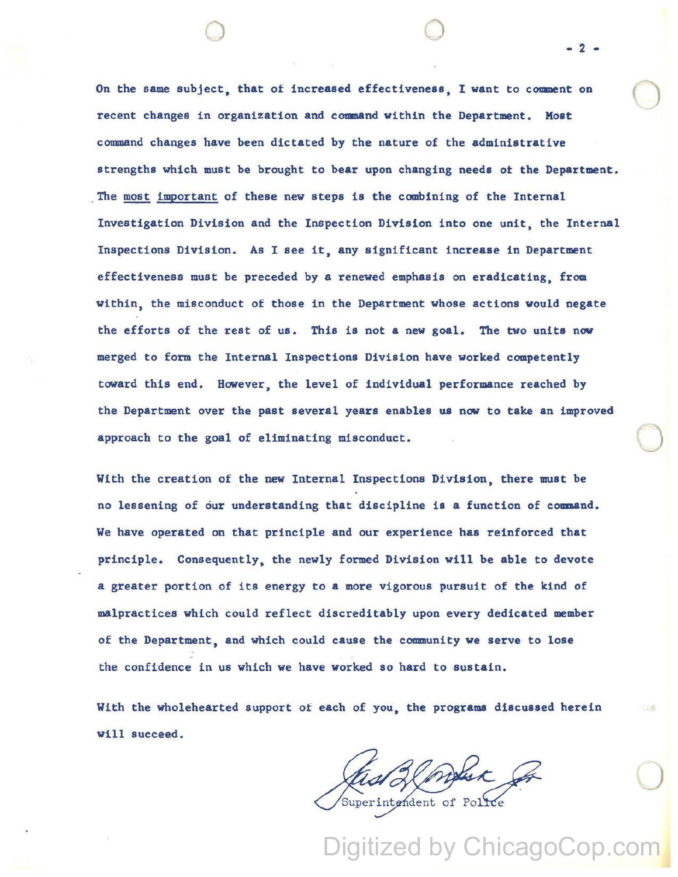On the same subject, that of increased effectiveness, I want to comment on recent changes in organization and command within the Department. Most command changes have been dictated by the nature of the administrative strengths which must be brought to bear upon changing needs of the Department. The most important of these new steps is the combining of the Internal Investigation Division and the Inspection Division into one unit, the Internal Inspections Division. As I see it, any significant increase in Department effectiveness must be preceded by a renewed emphasis on eradicating, from within, the misconduct of those in the Department whose actions would negate the efforts of the rest of us. This is not a new goal. The two units now merged to form the Internal Inspections Division have worked competently toward this end. However, the level of individual performance reached by the Department over the past several years enables us now to take an improved approach to the goal of eliminating misconduct.

With the creation of the new Internal Inspections Division, there must be no lessening of our understanding that discipline is a function of command. We have operated on that principle and our experience has reinforced that principle. Consequently, the newly formed Division will be able to devote a greater portion of its energy to a more vigorous pursuit of the kind of malpractices which could reflect discreditably upon every dedicated member of the Department, and which could cause the community we serve to lose the confidence in us which we have worked so hard to sustain.

With the wholehearted support of each of you, the programs discussed herein will succeed.

Superintendent of Police

Digitized by ChicagoCop.com